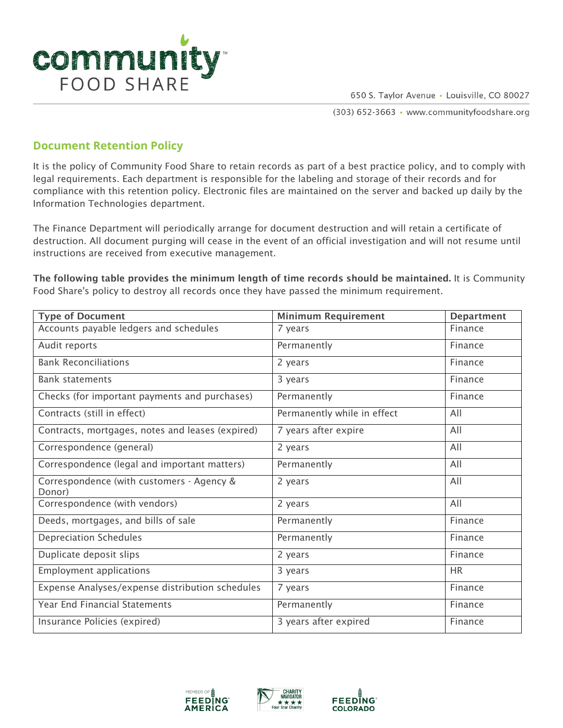**community** FOOD SHARE

650 S. Taylor Avenue • Louisville, CO 80027

(303) 652-3663 • www.communityfoodshare.org

## Document Retention Policy

It is the policy of Community Food Share to retain records as part of a best practice policy, and to comply with legal requirements. Each department is responsible for the labeling and storage of their records and for compliance with this retention policy. Electronic files are maintained on the server and backed up daily by the Information Technologies department.

The Finance Department will periodically arrange for document destruction and will retain a certificate of destruction. All document purging will cease in the event of an official investigation and will not resume until instructions are received from executive management.

**The following table provides the minimum length of time records should be maintained.** It is Community Food Share's policy to destroy all records once they have passed the minimum requirement.

| Type of Document | Minimum Requirement | Department |
|---|---|---|
| Accounts payable ledgers and schedules | 7 years | Finance |
| Audit reports | Permanently | Finance |
| Bank Reconciliations | 2 years | Finance |
| Bank statements | 3 years | Finance |
| Checks (for important payments and purchases) | Permanently | Finance |
| Contracts (still in effect) | Permanently while in effect | All |
| Contracts, mortgages, notes and leases (expired) | 7 years after expire | All |
| Correspondence (general) | 2 years | All |
| Correspondence (legal and important matters) | Permanently | All |
| Correspondence (with customers - Agency & Donor) | 2 years | All |
| Correspondence (with vendors) | 2 years | All |
| Deeds, mortgages, and bills of sale | Permanently | Finance |
| Depreciation Schedules | Permanently | Finance |
| Duplicate deposit slips | 2 years | Finance |
| Employment applications | 3 years | HR |
| Expense Analyses/expense distribution schedules | 7 years | Finance |
| Year End Financial Statements | Permanently | Finance |
| Insurance Policies (expired) | 3 years after expired | Finance |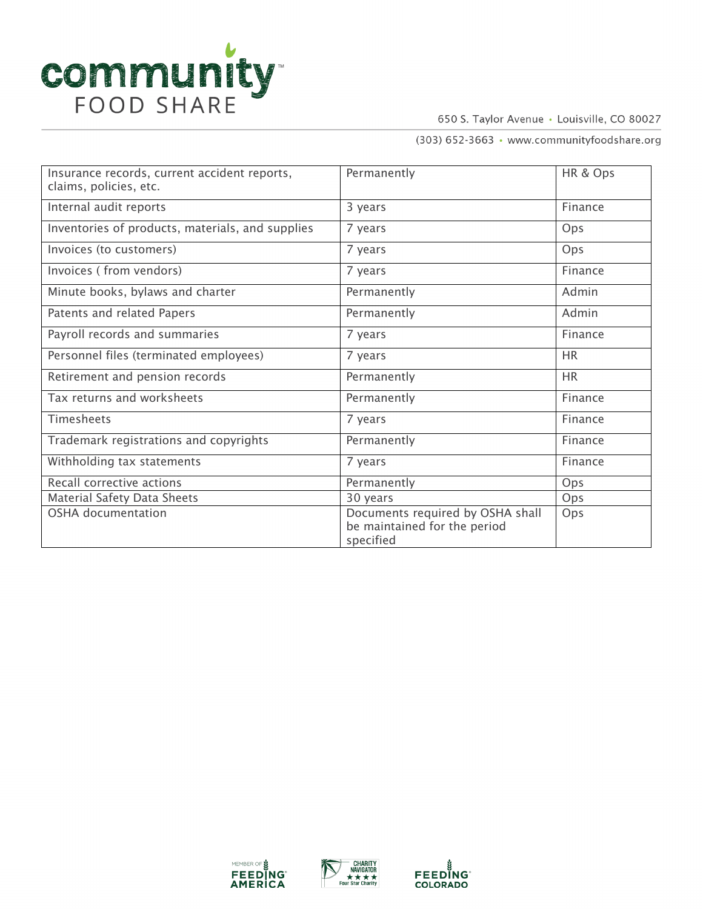| | | |
|---|---|---|
| Insurance records, current accident reports, claims, policies, etc. | Permanently | HR & Ops |
| Internal audit reports | 3 years | Finance |
| Inventories of products, materials, and supplies | 7 years | Ops |
| Invoices (to customers) | 7 years | Ops |
| Invoices ( from vendors) | 7 years | Finance |
| Minute books, bylaws and charter | Permanently | Admin |
| Patents and related Papers | Permanently | Admin |
| Payroll records and summaries | 7 years | Finance |
| Personnel files (terminated employees) | 7 years | HR |
| Retirement and pension records | Permanently | HR |
| Tax returns and worksheets | Permanently | Finance |
| Timesheets | 7 years | Finance |
| Trademark registrations and copyrights | Permanently | Finance |
| Withholding tax statements | 7 years | Finance |
| Recall corrective actions | Permanently | Ops |
| Material Safety Data Sheets | 30 years | Ops |
| OSHA documentation | Documents required by OSHA shall be maintained for the period specified | Ops |